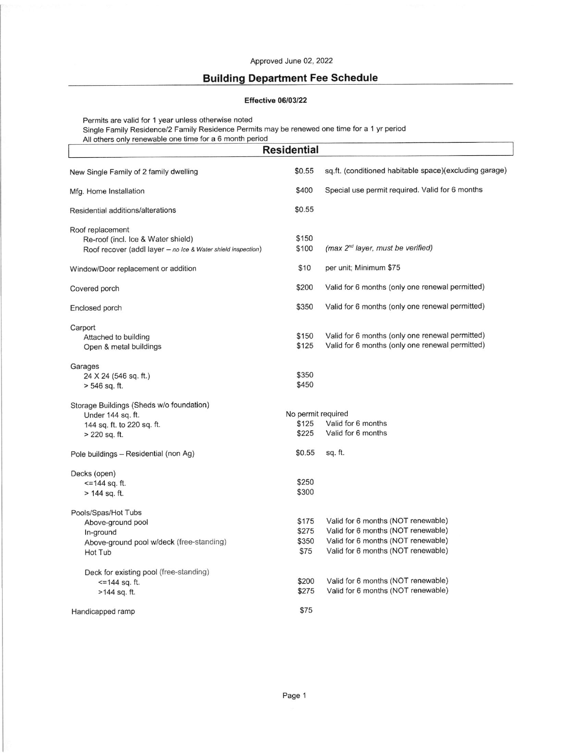Approved June 02, 2022

# Building Department Fee Schedule

**Effective 06/03/22**

Permits are valid for 1 year unless otherwise noted
Single Family Residence/2 Family Residence Permits may be renewed one time for a 1 yr period
All others only renewable one time for a 6 month period

## Residential

| Item | Fee | Notes |
|---|---|---|
| New Single Family of 2 family dwelling | $0.55 | sq.ft. (conditioned habitable space)(excluding garage) |
| Mfg. Home Installation | $400 | Special use permit required. Valid for 6 months |
| Residential additions/alterations | $0.55 | |
| Roof replacement | | |
| Re-roof (incl. Ice & Water shield) | $150 | |
| Roof recover (addl layer – *no Ice & Water shield inspection*) | $100 | *(max 2nd layer, must be verified)* |
| Window/Door replacement or addition | $10 | per unit; Minimum $75 |
| Covered porch | $200 | Valid for 6 months (only one renewal permitted) |
| Enclosed porch | $350 | Valid for 6 months (only one renewal permitted) |
| Carport | | |
| Attached to building | $150 | Valid for 6 months (only one renewal permitted) |
| Open & metal buildings | $125 | Valid for 6 months (only one renewal permitted) |
| Garages | | |
| 24 X 24 (546 sq. ft.) | $350 | |
| > 546 sq. ft. | $450 | |
| Storage Buildings (Sheds w/o foundation) | | |
| Under 144 sq. ft. | No permit required | |
| 144 sq. ft. to 220 sq. ft. | $125 | Valid for 6 months |
| > 220 sq. ft. | $225 | Valid for 6 months |
| Pole buildings – Residential (non Ag) | $0.55 | sq. ft. |
| Decks (open) | | |
| <=144 sq. ft. | $250 | |
| > 144 sq. ft. | $300 | |
| Pools/Spas/Hot Tubs | | |
| Above-ground pool | $175 | Valid for 6 months (NOT renewable) |
| In-ground | $275 | Valid for 6 months (NOT renewable) |
| Above-ground pool w/deck (free-standing) | $350 | Valid for 6 months (NOT renewable) |
| Hot Tub | $75 | Valid for 6 months (NOT renewable) |
| Deck for existing pool (free-standing) | | |
| <=144 sq. ft. | $200 | Valid for 6 months (NOT renewable) |
| >144 sq. ft. | $275 | Valid for 6 months (NOT renewable) |
| Handicapped ramp | $75 | |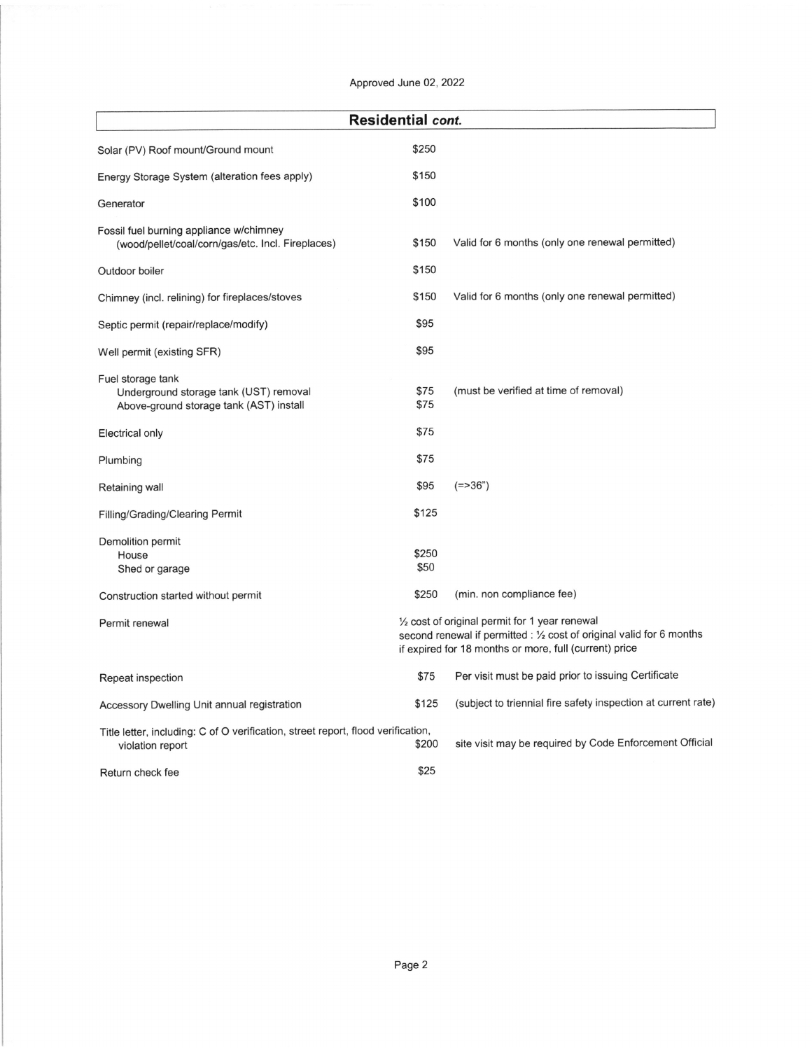Approved June 02, 2022

## Residential *cont.*

| Item | Fee | Notes |
|---|---|---|
| Solar (PV) Roof mount/Ground mount | $250 | |
| Energy Storage System (alteration fees apply) | $150 | |
| Generator | $100 | |
| Fossil fuel burning appliance w/chimney (wood/pellet/coal/corn/gas/etc. Incl. Fireplaces) | $150 | Valid for 6 months (only one renewal permitted) |
| Outdoor boiler | $150 | |
| Chimney (incl. relining) for fireplaces/stoves | $150 | Valid for 6 months (only one renewal permitted) |
| Septic permit (repair/replace/modify) | $95 | |
| Well permit (existing SFR) | $95 | |
| Fuel storage tank | | |
| Underground storage tank (UST) removal | $75 | (must be verified at time of removal) |
| Above-ground storage tank (AST) install | $75 | |
| Electrical only | $75 | |
| Plumbing | $75 | |
| Retaining wall | $95 | (=>36") |
| Filling/Grading/Clearing Permit | $125 | |
| Demolition permit | | |
| House | $250 | |
| Shed or garage | $50 | |
| Construction started without permit | $250 | (min. non compliance fee) |
| Permit renewal | ½ cost of original permit for 1 year renewal; second renewal if permitted : ½ cost of original valid for 6 months; if expired for 18 months or more, full (current) price | |
| Repeat inspection | $75 | Per visit must be paid prior to issuing Certificate |
| Accessory Dwelling Unit annual registration | $125 | (subject to triennial fire safety inspection at current rate) |
| Title letter, including: C of O verification, street report, flood verification, violation report | $200 | site visit may be required by Code Enforcement Official |
| Return check fee | $25 | |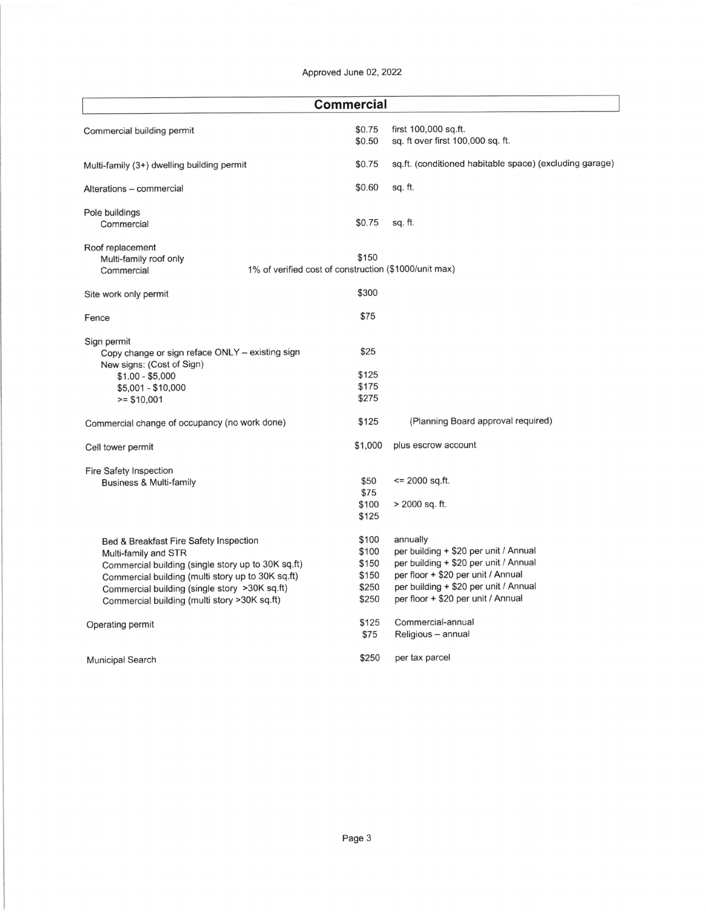Approved June 02, 2022

## Commercial

| | | |
|---|---|---|
| Commercial building permit | $0.75 | first 100,000 sq.ft. |
| | $0.50 | sq. ft over first 100,000 sq. ft. |
| Multi-family (3+) dwelling building permit | $0.75 | sq.ft. (conditioned habitable space) (excluding garage) |
| Alterations – commercial | $0.60 | sq. ft. |
| Pole buildings | | |
| Commercial | $0.75 | sq. ft. |
| Roof replacement | | |
| Multi-family roof only | $150 | |
| Commercial | 1% of verified cost of construction ($1000/unit max) | |
| Site work only permit | $300 | |
| Fence | $75 | |
| Sign permit | | |
| Copy change or sign reface ONLY – existing sign | $25 | |
| New signs: (Cost of Sign) | | |
| $1.00 - $5,000 | $125 | |
| $5,001 - $10,000 | $175 | |
| >= $10,001 | $275 | |
| Commercial change of occupancy (no work done) | $125 | (Planning Board approval required) |
| Cell tower permit | $1,000 | plus escrow account |
| Fire Safety Inspection | | |
| Business & Multi-family | $50 | <= 2000 sq.ft. |
| | $75 | |
| | $100 | > 2000 sq. ft. |
| | $125 | |
| Bed & Breakfast Fire Safety Inspection | $100 | annually |
| Multi-family and STR | $100 | per building + $20 per unit / Annual |
| Commercial building (single story up to 30K sq.ft) | $150 | per building + $20 per unit / Annual |
| Commercial building (multi story up to 30K sq.ft) | $150 | per floor + $20 per unit / Annual |
| Commercial building (single story >30K sq.ft) | $250 | per building + $20 per unit / Annual |
| Commercial building (multi story >30K sq.ft) | $250 | per floor + $20 per unit / Annual |
| Operating permit | $125 | Commercial-annual |
| | $75 | Religious – annual |
| Municipal Search | $250 | per tax parcel |